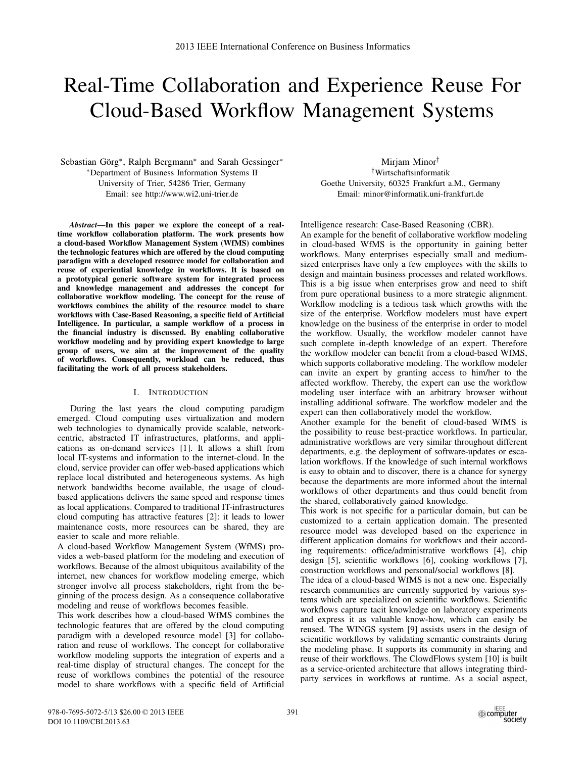# Real-Time Collaboration and Experience Reuse For Cloud-Based Workflow Management Systems

Sebastian Görg*, Ralph Bergmann* and Sarah Gessinger*
*Department of Business Information Systems II
University of Trier, 54286 Trier, Germany
Email: see http://www.wi2.uni-trier.de

Mirjam Minor†
†Wirtschaftsinformatik
Goethe University, 60325 Frankfurt a.M., Germany
Email: minor@informatik.uni-frankfurt.de

***Abstract*—In this paper we explore the concept of a real-time workflow collaboration platform. The work presents how a cloud-based Workflow Management System (WfMS) combines the technologic features which are offered by the cloud computing paradigm with a developed resource model for collaboration and reuse of experiential knowledge in workflows. It is based on a prototypical generic software system for integrated process and knowledge management and addresses the concept for collaborative workflow modeling. The concept for the reuse of workflows combines the ability of the resource model to share workflows with Case-Based Reasoning, a specific field of Artificial Intelligence. In particular, a sample workflow of a process in the financial industry is discussed. By enabling collaborative workflow modeling and by providing expert knowledge to large group of users, we aim at the improvement of the quality of workflows. Consequently, workload can be reduced, thus facilitating the work of all process stakeholders.**

## I. Introduction

During the last years the cloud computing paradigm emerged. Cloud computing uses virtualization and modern web technologies to dynamically provide scalable, network-centric, abstracted IT infrastructures, platforms, and applications as on-demand services [1]. It allows a shift from local IT-systems and information to the internet-cloud. In the cloud, service provider can offer web-based applications which replace local distributed and heterogeneous systems. As high network bandwidths become available, the usage of cloud-based applications delivers the same speed and response times as local applications. Compared to traditional IT-infrastructures cloud computing has attractive features [2]: it leads to lower maintenance costs, more resources can be shared, they are easier to scale and more reliable.

A cloud-based Workflow Management System (WfMS) provides a web-based platform for the modeling and execution of workflows. Because of the almost ubiquitous availability of the internet, new chances for workflow modeling emerge, which stronger involve all process stakeholders, right from the beginning of the process design. As a consequence collaborative modeling and reuse of workflows becomes feasible.

This work describes how a cloud-based WfMS combines the technologic features that are offered by the cloud computing paradigm with a developed resource model [3] for collaboration and reuse of workflows. The concept for collaborative workflow modeling supports the integration of experts and a real-time display of structural changes. The concept for the reuse of workflows combines the potential of the resource model to share workflows with a specific field of Artificial Intelligence research: Case-Based Reasoning (CBR).

An example for the benefit of collaborative workflow modeling in cloud-based WfMS is the opportunity in gaining better workflows. Many enterprises especially small and medium-sized enterprises have only a few employees with the skills to design and maintain business processes and related workflows. This is a big issue when enterprises grow and need to shift from pure operational business to a more strategic alignment. Workflow modeling is a tedious task which growths with the size of the enterprise. Workflow modelers must have expert knowledge on the business of the enterprise in order to model the workflow. Usually, the workflow modeler cannot have such complete in-depth knowledge of an expert. Therefore the workflow modeler can benefit from a cloud-based WfMS, which supports collaborative modeling. The workflow modeler can invite an expert by granting access to him/her to the affected workflow. Thereby, the expert can use the workflow modeling user interface with an arbitrary browser without installing additional software. The workflow modeler and the expert can then collaboratively model the workflow.

Another example for the benefit of cloud-based WfMS is the possibility to reuse best-practice workflows. In particular, administrative workflows are very similar throughout different departments, e.g. the deployment of software-updates or escalation workflows. If the knowledge of such internal workflows is easy to obtain and to discover, there is a chance for synergy because the departments are more informed about the internal workflows of other departments and thus could benefit from the shared, collaboratively gained knowledge.

This work is not specific for a particular domain, but can be customized to a certain application domain. The presented resource model was developed based on the experience in different application domains for workflows and their according requirements: office/administrative workflows [4], chip design [5], scientific workflows [6], cooking workflows [7], construction workflows and personal/social workflows [8].

The idea of a cloud-based WfMS is not a new one. Especially research communities are currently supported by various systems which are specialized on scientific workflows. Scientific workflows capture tacit knowledge on laboratory experiments and express it as valuable know-how, which can easily be reused. The WINGS system [9] assists users in the design of scientific workflows by validating semantic constraints during the modeling phase. It supports its community in sharing and reuse of their workflows. The ClowdFlows system [10] is built as a service-oriented architecture that allows integrating third-party services in workflows at runtime. As a social aspect,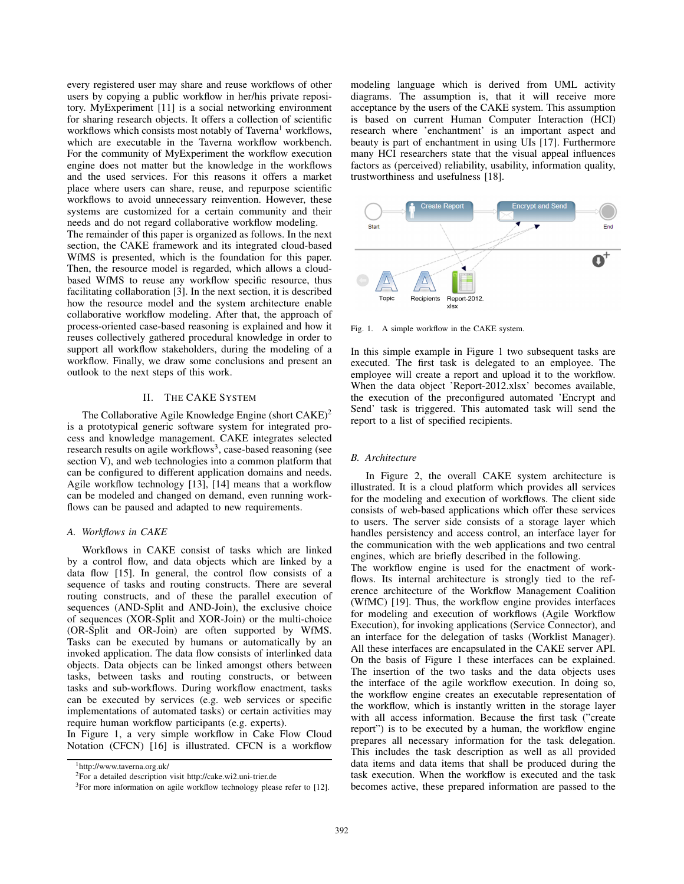every registered user may share and reuse workflows of other users by copying a public workflow in her/his private repository. MyExperiment [11] is a social networking environment for sharing research objects. It offers a collection of scientific workflows which consists most notably of Taverna[1] workflows, which are executable in the Taverna workflow workbench. For the community of MyExperiment the workflow execution engine does not matter but the knowledge in the workflows and the used services. For this reasons it offers a market place where users can share, reuse, and repurpose scientific workflows to avoid unnecessary reinvention. However, these systems are customized for a certain community and their needs and do not regard collaborative workflow modeling.

The remainder of this paper is organized as follows. In the next section, the CAKE framework and its integrated cloud-based WfMS is presented, which is the foundation for this paper. Then, the resource model is regarded, which allows a cloud-based WfMS to reuse any workflow specific resource, thus facilitating collaboration [3]. In the next section, it is described how the resource model and the system architecture enable collaborative workflow modeling. After that, the approach of process-oriented case-based reasoning is explained and how it reuses collectively gathered procedural knowledge in order to support all workflow stakeholders, during the modeling of a workflow. Finally, we draw some conclusions and present an outlook to the next steps of this work.

## II. The CAKE System

The Collaborative Agile Knowledge Engine (short CAKE)[2] is a prototypical generic software system for integrated process and knowledge management. CAKE integrates selected research results on agile workflows[3], case-based reasoning (see section V), and web technologies into a common platform that can be configured to different application domains and needs. Agile workflow technology [13], [14] means that a workflow can be modeled and changed on demand, even running workflows can be paused and adapted to new requirements.

### A. Workflows in CAKE

Workflows in CAKE consist of tasks which are linked by a control flow, and data objects which are linked by a data flow [15]. In general, the control flow consists of a sequence of tasks and routing constructs. There are several routing constructs, and of these the parallel execution of sequences (AND-Split and AND-Join), the exclusive choice of sequences (XOR-Split and XOR-Join) or the multi-choice (OR-Split and OR-Join) are often supported by WfMS. Tasks can be executed by humans or automatically by an invoked application. The data flow consists of interlinked data objects. Data objects can be linked amongst others between tasks, between tasks and routing constructs, or between tasks and sub-workflows. During workflow enactment, tasks can be executed by services (e.g. web services or specific implementations of automated tasks) or certain activities may require human workflow participants (e.g. experts).

In Figure 1, a very simple workflow in Cake Flow Cloud Notation (CFCN) [16] is illustrated. CFCN is a workflow modeling language which is derived from UML activity diagrams. The assumption is, that it will receive more acceptance by the users of the CAKE system. This assumption is based on current Human Computer Interaction (HCI) research where 'enchantment' is an important aspect and beauty is part of enchantment in using UIs [17]. Furthermore many HCI researchers state that the visual appeal influences factors as (perceived) reliability, usability, information quality, trustworthiness and usefulness [18].

Fig. 1. A simple workflow in the CAKE system.

In this simple example in Figure 1 two subsequent tasks are executed. The first task is delegated to an employee. The employee will create a report and upload it to the workflow. When the data object 'Report-2012.xlsx' becomes available, the execution of the preconfigured automated 'Encrypt and Send' task is triggered. This automated task will send the report to a list of specified recipients.

### B. Architecture

In Figure 2, the overall CAKE system architecture is illustrated. It is a cloud platform which provides all services for the modeling and execution of workflows. The client side consists of web-based applications which offer these services to users. The server side consists of a storage layer which handles persistency and access control, an interface layer for the communication with the web applications and two central engines, which are briefly described in the following.

The workflow engine is used for the enactment of workflows. Its internal architecture is strongly tied to the reference architecture of the Workflow Management Coalition (WfMC) [19]. Thus, the workflow engine provides interfaces for modeling and execution of workflows (Agile Workflow Execution), for invoking applications (Service Connector), and an interface for the delegation of tasks (Worklist Manager). All these interfaces are encapsulated in the CAKE server API. On the basis of Figure 1 these interfaces can be explained. The insertion of the two tasks and the data objects uses the interface of the agile workflow execution. In doing so, the workflow engine creates an executable representation of the workflow, which is instantly written in the storage layer with all access information. Because the first task ("create report") is to be executed by a human, the workflow engine prepares all necessary information for the task delegation. This includes the task description as well as all provided data items and data items that shall be produced during the task execution. When the workflow is executed and the task becomes active, these prepared information are passed to the

[1] http://www.taverna.org.uk/

[2] For a detailed description visit http://cake.wi2.uni-trier.de

[3] For more information on agile workflow technology please refer to [12].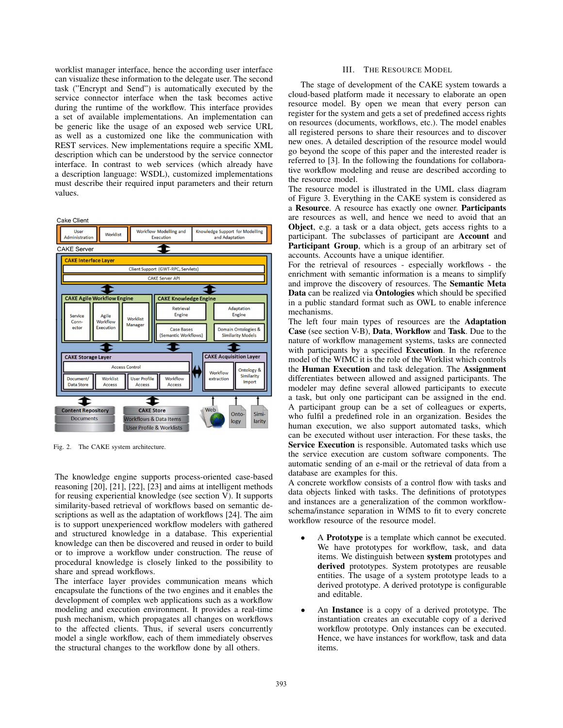worklist manager interface, hence the according user interface can visualize these information to the delegate user. The second task ("Encrypt and Send") is automatically executed by the service connector interface when the task becomes active during the runtime of the workflow. This interface provides a set of available implementations. An implementation can be generic like the usage of an exposed web service URL as well as a customized one like the communication with REST services. New implementations require a specific XML description which can be understood by the service connector interface. In contrast to web services (which already have a description language: WSDL), customized implementations must describe their required input parameters and their return values.

Fig. 2. The CAKE system architecture.

The knowledge engine supports process-oriented case-based reasoning [20], [21], [22], [23] and aims at intelligent methods for reusing experiential knowledge (see section V). It supports similarity-based retrieval of workflows based on semantic descriptions as well as the adaptation of workflows [24]. The aim is to support unexperienced workflow modelers with gathered and structured knowledge in a database. This experiential knowledge can then be discovered and reused in order to build or to improve a workflow under construction. The reuse of procedural knowledge is closely linked to the possibility to share and spread workflows.

The interface layer provides communication means which encapsulate the functions of the two engines and it enables the development of complex web applications such as a workflow modeling and execution environment. It provides a real-time push mechanism, which propagates all changes on workflows to the affected clients. Thus, if several users concurrently model a single workflow, each of them immediately observes the structural changes to the workflow done by all others.

## III. The Resource Model

The stage of development of the CAKE system towards a cloud-based platform made it necessary to elaborate an open resource model. By open we mean that every person can register for the system and gets a set of predefined access rights on resources (documents, workflows, etc.). The model enables all registered persons to share their resources and to discover new ones. A detailed description of the resource model would go beyond the scope of this paper and the interested reader is referred to [3]. In the following the foundations for collaborative workflow modeling and reuse are described according to the resource model.

The resource model is illustrated in the UML class diagram of Figure 3. Everything in the CAKE system is considered as a **Resource**. A resource has exactly one owner. **Participants** are resources as well, and hence we need to avoid that an **Object**, e.g. a task or a data object, gets access rights to a participant. The subclasses of participant are **Account** and **Participant Group**, which is a group of an arbitrary set of accounts. Accounts have a unique identifier.

For the retrieval of resources - especially workflows - the enrichment with semantic information is a means to simplify and improve the discovery of resources. The **Semantic Meta Data** can be realized via **Ontologies** which should be specified in a public standard format such as OWL to enable inference mechanisms.

The left four main types of resources are the **Adaptation Case** (see section V-B), **Data**, **Workflow** and **Task**. Due to the nature of workflow management systems, tasks are connected with participants by a specified **Execution**. In the reference model of the WfMC it is the role of the Worklist which controls the **Human Execution** and task delegation. The **Assignment** differentiates between allowed and assigned participants. The modeler may define several allowed participants to execute a task, but only one participant can be assigned in the end. A participant group can be a set of colleagues or experts, who fulfil a predefined role in an organization. Besides the human execution, we also support automated tasks, which can be executed without user interaction. For these tasks, the **Service Execution** is responsible. Automated tasks which use the service execution are custom software components. The automatic sending of an e-mail or the retrieval of data from a database are examples for this.

A concrete workflow consists of a control flow with tasks and data objects linked with tasks. The definitions of prototypes and instances are a generalization of the common workflow-schema/instance separation in WfMS to fit to every concrete workflow resource of the resource model.

- A **Prototype** is a template which cannot be executed. We have prototypes for workflow, task, and data items. We distinguish between **system** prototypes and **derived** prototypes. System prototypes are reusable entities. The usage of a system prototype leads to a derived prototype. A derived prototype is configurable and editable.
- An **Instance** is a copy of a derived prototype. The instantiation creates an executable copy of a derived workflow prototype. Only instances can be executed. Hence, we have instances for workflow, task and data items.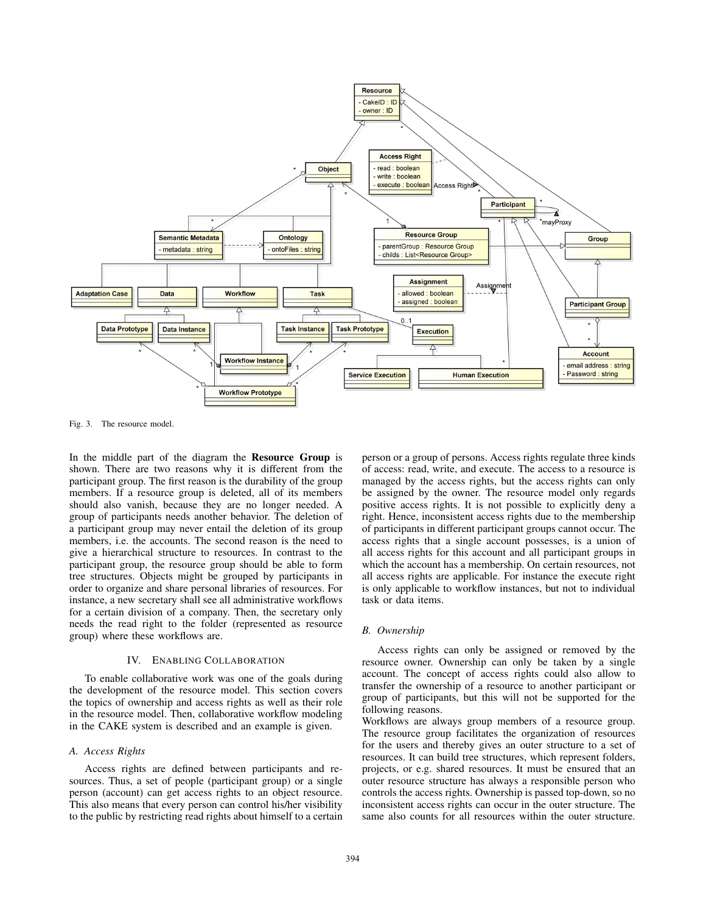Fig. 3. The resource model.

In the middle part of the diagram the **Resource Group** is shown. There are two reasons why it is different from the participant group. The first reason is the durability of the group members. If a resource group is deleted, all of its members should also vanish, because they are no longer needed. A group of participants needs another behavior. The deletion of a participant group may never entail the deletion of its group members, i.e. the accounts. The second reason is the need to give a hierarchical structure to resources. In contrast to the participant group, the resource group should be able to form tree structures. Objects might be grouped by participants in order to organize and share personal libraries of resources. For instance, a new secretary shall see all administrative workflows for a certain division of a company. Then, the secretary only needs the read right to the folder (represented as resource group) where these workflows are.

## IV. Enabling Collaboration

To enable collaborative work was one of the goals during the development of the resource model. This section covers the topics of ownership and access rights as well as their role in the resource model. Then, collaborative workflow modeling in the CAKE system is described and an example is given.

### *A. Access Rights*

Access rights are defined between participants and resources. Thus, a set of people (participant group) or a single person (account) can get access rights to an object resource. This also means that every person can control his/her visibility to the public by restricting read rights about himself to a certain person or a group of persons. Access rights regulate three kinds of access: read, write, and execute. The access to a resource is managed by the access rights, but the access rights can only be assigned by the owner. The resource model only regards positive access rights. It is not possible to explicitly deny a right. Hence, inconsistent access rights due to the membership of participants in different participant groups cannot occur. The access rights that a single account possesses, is a union of all access rights for this account and all participant groups in which the account has a membership. On certain resources, not all access rights are applicable. For instance the execute right is only applicable to workflow instances, but not to individual task or data items.

### *B. Ownership*

Access rights can only be assigned or removed by the resource owner. Ownership can only be taken by a single account. The concept of access rights could also allow to transfer the ownership of a resource to another participant or group of participants, but this will not be supported for the following reasons.

Workflows are always group members of a resource group. The resource group facilitates the organization of resources for the users and thereby gives an outer structure to a set of resources. It can build tree structures, which represent folders, projects, or e.g. shared resources. It must be ensured that an outer resource structure has always a responsible person who controls the access rights. Ownership is passed top-down, so no inconsistent access rights can occur in the outer structure. The same also counts for all resources within the outer structure.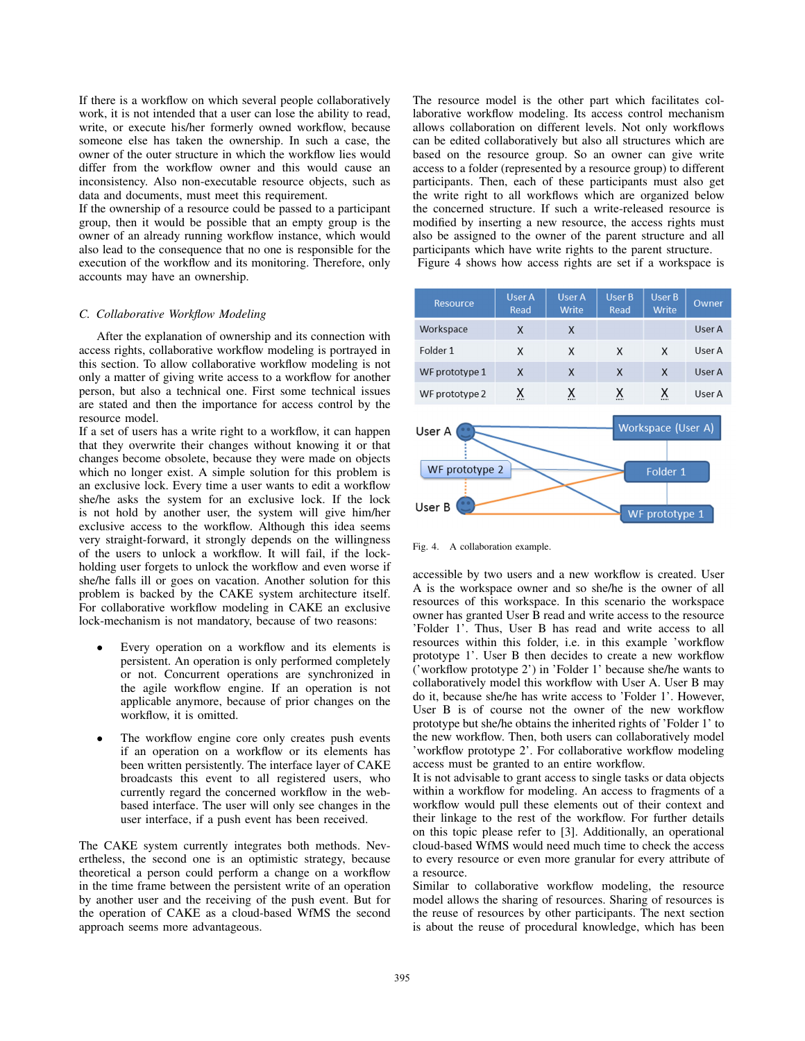If there is a workflow on which several people collaboratively work, it is not intended that a user can lose the ability to read, write, or execute his/her formerly owned workflow, because someone else has taken the ownership. In such a case, the owner of the outer structure in which the workflow lies would differ from the workflow owner and this would cause an inconsistency. Also non-executable resource objects, such as data and documents, must meet this requirement.

If the ownership of a resource could be passed to a participant group, then it would be possible that an empty group is the owner of an already running workflow instance, which would also lead to the consequence that no one is responsible for the execution of the workflow and its monitoring. Therefore, only accounts may have an ownership.

### C. Collaborative Workflow Modeling

After the explanation of ownership and its connection with access rights, collaborative workflow modeling is portrayed in this section. To allow collaborative workflow modeling is not only a matter of giving write access to a workflow for another person, but also a technical one. First some technical issues are stated and then the importance for access control by the resource model.

If a set of users has a write right to a workflow, it can happen that they overwrite their changes without knowing it or that changes become obsolete, because they were made on objects which no longer exist. A simple solution for this problem is an exclusive lock. Every time a user wants to edit a workflow she/he asks the system for an exclusive lock. If the lock is not hold by another user, the system will give him/her exclusive access to the workflow. Although this idea seems very straight-forward, it strongly depends on the willingness of the users to unlock a workflow. It will fail, if the lock-holding user forgets to unlock the workflow and even worse if she/he falls ill or goes on vacation. Another solution for this problem is backed by the CAKE system architecture itself. For collaborative workflow modeling in CAKE an exclusive lock-mechanism is not mandatory, because of two reasons:

- Every operation on a workflow and its elements is persistent. An operation is only performed completely or not. Concurrent operations are synchronized in the agile workflow engine. If an operation is not applicable anymore, because of prior changes on the workflow, it is omitted.
- The workflow engine core only creates push events if an operation on a workflow or its elements has been written persistently. The interface layer of CAKE broadcasts this event to all registered users, who currently regard the concerned workflow in the web-based interface. The user will only see changes in the user interface, if a push event has been received.

The CAKE system currently integrates both methods. Nevertheless, the second one is an optimistic strategy, because theoretical a person could perform a change on a workflow in the time frame between the persistent write of an operation by another user and the receiving of the push event. But for the operation of CAKE as a cloud-based WfMS the second approach seems more advantageous.

The resource model is the other part which facilitates collaborative workflow modeling. Its access control mechanism allows collaboration on different levels. Not only workflows can be edited collaboratively but also all structures which are based on the resource group. So an owner can give write access to a folder (represented by a resource group) to different participants. Then, each of these participants must also get the write right to all workflows which are organized below the concerned structure. If such a write-released resource is modified by inserting a new resource, the access rights must also be assigned to the owner of the parent structure and all participants which have write rights to the parent structure.

Figure 4 shows how access rights are set if a workspace is accessible by two users and a new workflow is created. User A is the workspace owner and so she/he is the owner of all resources of this workspace. In this scenario the workspace owner has granted User B read and write access to the resource 'Folder 1'. Thus, User B has read and write access to all resources within this folder, i.e. in this example 'workflow prototype 1'. User B then decides to create a new workflow ('workflow prototype 2') in 'Folder 1' because she/he wants to collaboratively model this workflow with User A. User B may do it, because she/he has write access to 'Folder 1'. However, User B is of course not the owner of the new workflow prototype but she/he obtains the inherited rights of 'Folder 1' to the new workflow. Then, both users can collaboratively model 'workflow prototype 2'. For collaborative workflow modeling access must be granted to an entire workflow.

| Resource | User A Read | User A Write | User B Read | User B Write | Owner |
|---|---|---|---|---|---|
| Workspace | X | X | | | User A |
| Folder 1 | X | X | X | X | User A |
| WF prototype 1 | X | X | X | X | User A |
| WF prototype 2 | X | X | X | X | User A |

User A
User B
Workspace (User A)
Folder 1
WF prototype 1
WF prototype 2

Fig. 4. A collaboration example.

It is not advisable to grant access to single tasks or data objects within a workflow for modeling. An access to fragments of a workflow would pull these elements out of their context and their linkage to the rest of the workflow. For further details on this topic please refer to [3]. Additionally, an operational cloud-based WfMS would need much time to check the access to every resource or even more granular for every attribute of a resource.

Similar to collaborative workflow modeling, the resource model allows the sharing of resources. Sharing of resources is the reuse of resources by other participants. The next section is about the reuse of procedural knowledge, which has been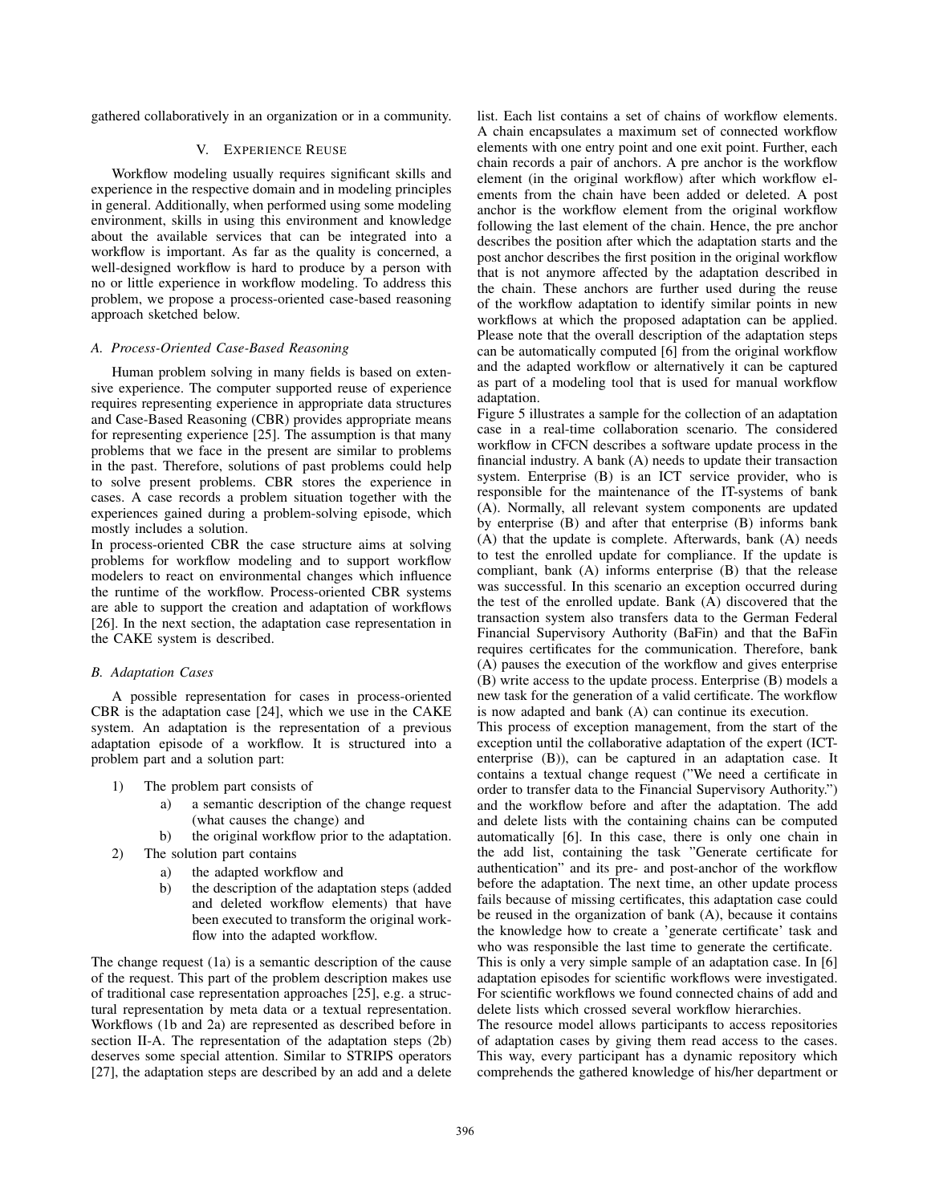gathered collaboratively in an organization or in a community.

## V. Experience Reuse

Workflow modeling usually requires significant skills and experience in the respective domain and in modeling principles in general. Additionally, when performed using some modeling environment, skills in using this environment and knowledge about the available services that can be integrated into a workflow is important. As far as the quality is concerned, a well-designed workflow is hard to produce by a person with no or little experience in workflow modeling. To address this problem, we propose a process-oriented case-based reasoning approach sketched below.

### A. Process-Oriented Case-Based Reasoning

Human problem solving in many fields is based on extensive experience. The computer supported reuse of experience requires representing experience in appropriate data structures and Case-Based Reasoning (CBR) provides appropriate means for representing experience [25]. The assumption is that many problems that we face in the present are similar to problems in the past. Therefore, solutions of past problems could help to solve present problems. CBR stores the experience in cases. A case records a problem situation together with the experiences gained during a problem-solving episode, which mostly includes a solution.

In process-oriented CBR the case structure aims at solving problems for workflow modeling and to support workflow modelers to react on environmental changes which influence the runtime of the workflow. Process-oriented CBR systems are able to support the creation and adaptation of workflows [26]. In the next section, the adaptation case representation in the CAKE system is described.

### B. Adaptation Cases

A possible representation for cases in process-oriented CBR is the adaptation case [24], which we use in the CAKE system. An adaptation is the representation of a previous adaptation episode of a workflow. It is structured into a problem part and a solution part:

1) The problem part consists of
   a) a semantic description of the change request (what causes the change) and
   b) the original workflow prior to the adaptation.
2) The solution part contains
   a) the adapted workflow and
   b) the description of the adaptation steps (added and deleted workflow elements) that have been executed to transform the original workflow into the adapted workflow.

The change request (1a) is a semantic description of the cause of the request. This part of the problem description makes use of traditional case representation approaches [25], e.g. a structural representation by meta data or a textual representation. Workflows (1b and 2a) are represented as described before in section II-A. The representation of the adaptation steps (2b) deserves some special attention. Similar to STRIPS operators [27], the adaptation steps are described by an add and a delete list. Each list contains a set of chains of workflow elements. A chain encapsulates a maximum set of connected workflow elements with one entry point and one exit point. Further, each chain records a pair of anchors. A pre anchor is the workflow element (in the original workflow) after which workflow elements from the chain have been added or deleted. A post anchor is the workflow element from the original workflow following the last element of the chain. Hence, the pre anchor describes the position after which the adaptation starts and the post anchor describes the first position in the original workflow that is not anymore affected by the adaptation described in the chain. These anchors are further used during the reuse of the workflow adaptation to identify similar points in new workflows at which the proposed adaptation can be applied. Please note that the overall description of the adaptation steps can be automatically computed [6] from the original workflow and the adapted workflow or alternatively it can be captured as part of a modeling tool that is used for manual workflow adaptation.

Figure 5 illustrates a sample for the collection of an adaptation case in a real-time collaboration scenario. The considered workflow in CFCN describes a software update process in the financial industry. A bank (A) needs to update their transaction system. Enterprise (B) is an ICT service provider, who is responsible for the maintenance of the IT-systems of bank (A). Normally, all relevant system components are updated by enterprise (B) and after that enterprise (B) informs bank (A) that the update is complete. Afterwards, bank (A) needs to test the enrolled update for compliance. If the update is compliant, bank (A) informs enterprise (B) that the release was successful. In this scenario an exception occurred during the test of the enrolled update. Bank (A) discovered that the transaction system also transfers data to the German Federal Financial Supervisory Authority (BaFin) and that the BaFin requires certificates for the communication. Therefore, bank (A) pauses the execution of the workflow and gives enterprise (B) write access to the update process. Enterprise (B) models a new task for the generation of a valid certificate. The workflow is now adapted and bank (A) can continue its execution.

This process of exception management, from the start of the exception until the collaborative adaptation of the expert (ICT-enterprise (B)), can be captured in an adaptation case. It contains a textual change request ("We need a certificate in order to transfer data to the Financial Supervisory Authority.") and the workflow before and after the adaptation. The add and delete lists with the containing chains can be computed automatically [6]. In this case, there is only one chain in the add list, containing the task "Generate certificate for authentication" and its pre- and post-anchor of the workflow before the adaptation. The next time, an other update process fails because of missing certificates, this adaptation case could be reused in the organization of bank (A), because it contains the knowledge how to create a 'generate certificate' task and who was responsible the last time to generate the certificate.

This is only a very simple sample of an adaptation case. In [6] adaptation episodes for scientific workflows were investigated. For scientific workflows we found connected chains of add and delete lists which crossed several workflow hierarchies.

The resource model allows participants to access repositories of adaptation cases by giving them read access to the cases. This way, every participant has a dynamic repository which comprehends the gathered knowledge of his/her department or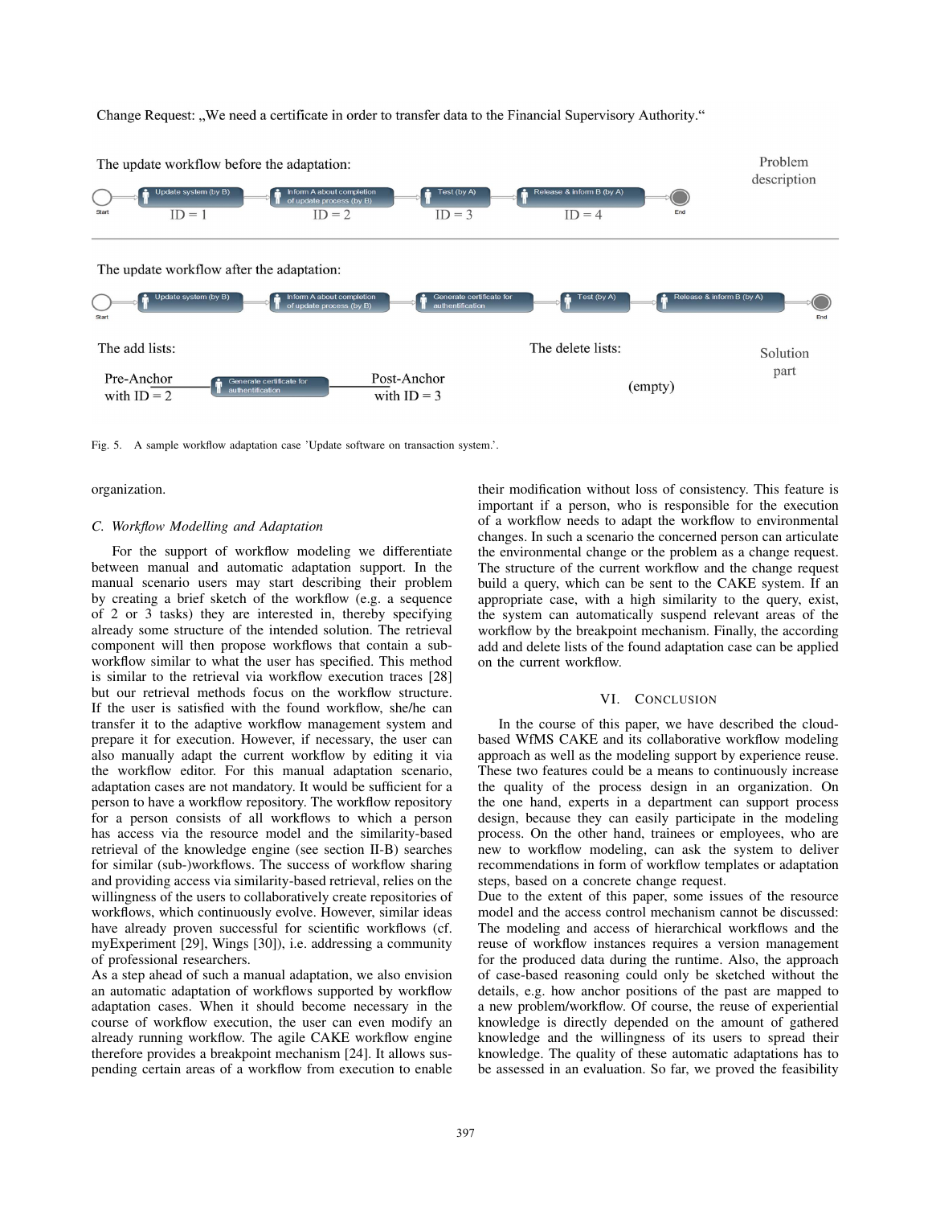Change Request: „We need a certificate in order to transfer data to the Financial Supervisory Authority."

The update workflow before the adaptation:

Start — Update system (by B) ID = 1 — Inform A about completion of update process (by B) ID = 2 — Test (by A) ID = 3 — Release & inform B (by A) ID = 4 — End

Problem description

The update workflow after the adaptation:

Start — Update system (by B) — Inform A about completion of update process (by B) — Generate certificate for authentification — Test (by A) — Release & inform B (by A) — End

The add lists:

Pre-Anchor with ID = 2 — Generate certificate for authentification — Post-Anchor with ID = 3

The delete lists:

(empty)

Solution part

Fig. 5. A sample workflow adaptation case 'Update software on transaction system.'.

organization.

### C. Workflow Modelling and Adaptation

For the support of workflow modeling we differentiate between manual and automatic adaptation support. In the manual scenario users may start describing their problem by creating a brief sketch of the workflow (e.g. a sequence of 2 or 3 tasks) they are interested in, thereby specifying already some structure of the intended solution. The retrieval component will then propose workflows that contain a sub-workflow similar to what the user has specified. This method is similar to the retrieval via workflow execution traces [28] but our retrieval methods focus on the workflow structure. If the user is satisfied with the found workflow, she/he can transfer it to the adaptive workflow management system and prepare it for execution. However, if necessary, the user can also manually adapt the current workflow by editing it via the workflow editor. For this manual adaptation scenario, adaptation cases are not mandatory. It would be sufficient for a person to have a workflow repository. The workflow repository for a person consists of all workflows to which a person has access via the resource model and the similarity-based retrieval of the knowledge engine (see section II-B) searches for similar (sub-)workflows. The success of workflow sharing and providing access via similarity-based retrieval, relies on the willingness of the users to collaboratively create repositories of workflows, which continuously evolve. However, similar ideas have already proven successful for scientific workflows (cf. myExperiment [29], Wings [30]), i.e. addressing a community of professional researchers.

As a step ahead of such a manual adaptation, we also envision an automatic adaptation of workflows supported by workflow adaptation cases. When it should become necessary in the course of workflow execution, the user can even modify an already running workflow. The agile CAKE workflow engine therefore provides a breakpoint mechanism [24]. It allows suspending certain areas of a workflow from execution to enable their modification without loss of consistency. This feature is important if a person, who is responsible for the execution of a workflow needs to adapt the workflow to environmental changes. In such a scenario the concerned person can articulate the environmental change or the problem as a change request. The structure of the current workflow and the change request build a query, which can be sent to the CAKE system. If an appropriate case, with a high similarity to the query, exist, the system can automatically suspend relevant areas of the workflow by the breakpoint mechanism. Finally, the according add and delete lists of the found adaptation case can be applied on the current workflow.

## VI. Conclusion

In the course of this paper, we have described the cloud-based WfMS CAKE and its collaborative workflow modeling approach as well as the modeling support by experience reuse. These two features could be a means to continuously increase the quality of the process design in an organization. On the one hand, experts in a department can support process design, because they can easily participate in the modeling process. On the other hand, trainees or employees, who are new to workflow modeling, can ask the system to deliver recommendations in form of workflow templates or adaptation steps, based on a concrete change request.

Due to the extent of this paper, some issues of the resource model and the access control mechanism cannot be discussed: The modeling and access of hierarchical workflows and the reuse of workflow instances requires a version management for the produced data during the runtime. Also, the approach of case-based reasoning could only be sketched without the details, e.g. how anchor positions of the past are mapped to a new problem/workflow. Of course, the reuse of experiential knowledge is directly depended on the amount of gathered knowledge and the willingness of its users to spread their knowledge. The quality of these automatic adaptations has to be assessed in an evaluation. So far, we proved the feasibility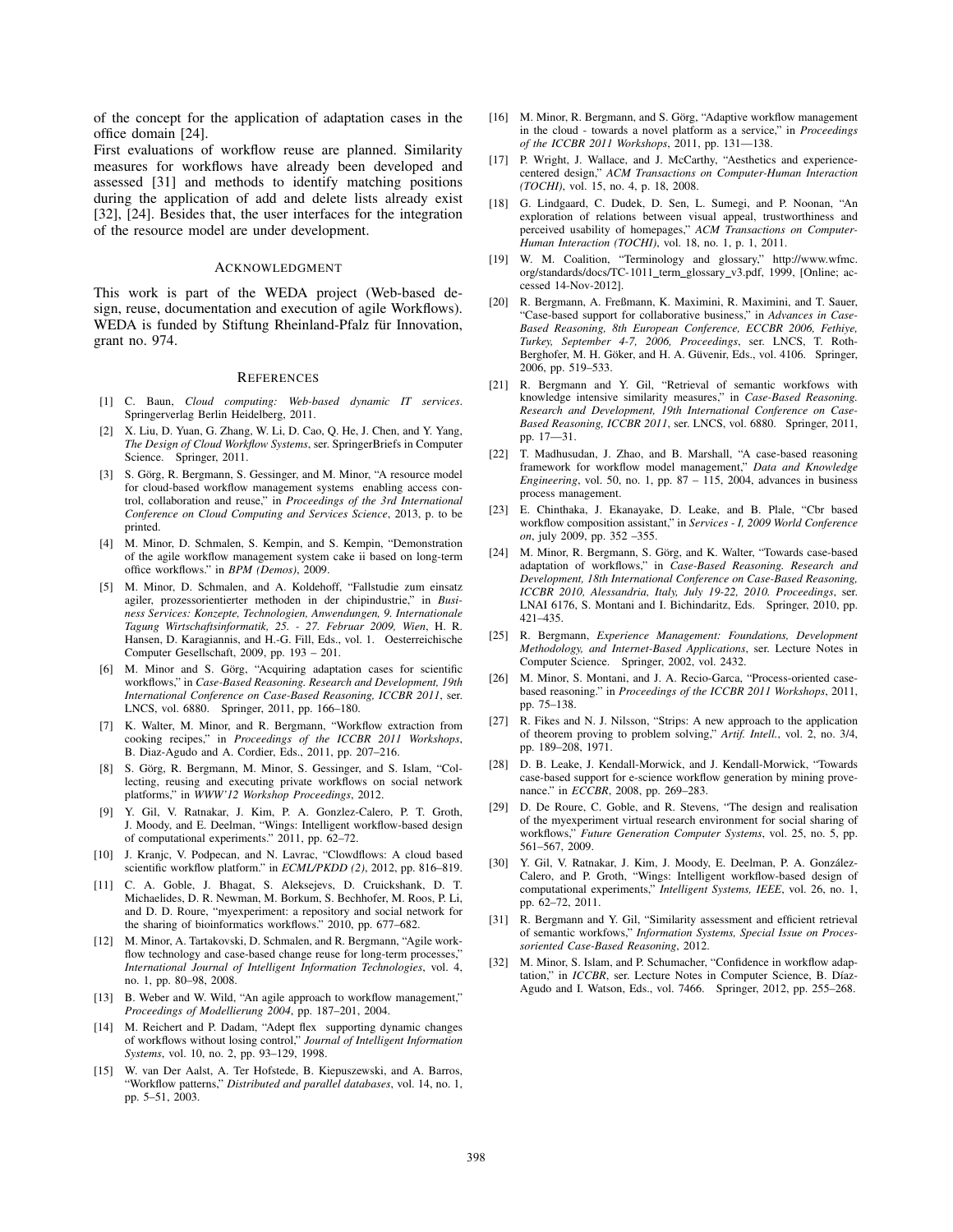of the concept for the application of adaptation cases in the office domain [24].

First evaluations of workflow reuse are planned. Similarity measures for workflows have already been developed and assessed [31] and methods to identify matching positions during the application of add and delete lists already exist [32], [24]. Besides that, the user interfaces for the integration of the resource model are under development.

## ACKNOWLEDGMENT

This work is part of the WEDA project (Web-based design, reuse, documentation and execution of agile Workflows). WEDA is funded by Stiftung Rheinland-Pfalz für Innovation, grant no. 974.

## REFERENCES

[1] C. Baun, *Cloud computing: Web-based dynamic IT services*. Springerverlag Berlin Heidelberg, 2011.

[2] X. Liu, D. Yuan, G. Zhang, W. Li, D. Cao, Q. He, J. Chen, and Y. Yang, *The Design of Cloud Workflow Systems*, ser. SpringerBriefs in Computer Science. Springer, 2011.

[3] S. Görg, R. Bergmann, S. Gessinger, and M. Minor, "A resource model for cloud-based workflow management systems enabling access control, collaboration and reuse," in *Proceedings of the 3rd International Conference on Cloud Computing and Services Science*, 2013, p. to be printed.

[4] M. Minor, D. Schmalen, S. Kempin, and S. Kempin, "Demonstration of the agile workflow management system cake ii based on long-term office workflows." in *BPM (Demos)*, 2009.

[5] M. Minor, D. Schmalen, and A. Koldehoff, "Fallstudie zum einsatz agiler, prozessorientierter methoden in der chipindustrie," in *Business Services: Konzepte, Technologien, Anwendungen, 9. Internationale Tagung Wirtschaftsinformatik, 25. - 27. Februar 2009, Wien*, H. R. Hansen, D. Karagiannis, and H.-G. Fill, Eds., vol. 1. Oesterreichische Computer Gesellschaft, 2009, pp. 193 – 201.

[6] M. Minor and S. Görg, "Acquiring adaptation cases for scientific workflows," in *Case-Based Reasoning. Research and Development, 19th International Conference on Case-Based Reasoning, ICCBR 2011*, ser. LNCS, vol. 6880. Springer, 2011, pp. 166–180.

[7] K. Walter, M. Minor, and R. Bergmann, "Workflow extraction from cooking recipes," in *Proceedings of the ICCBR 2011 Workshops*, B. Diaz-Agudo and A. Cordier, Eds., 2011, pp. 207–216.

[8] S. Görg, R. Bergmann, M. Minor, S. Gessinger, and S. Islam, "Collecting, reusing and executing private workflows on social network platforms," in *WWW'12 Workshop Proceedings*, 2012.

[9] Y. Gil, V. Ratnakar, J. Kim, P. A. Gonzlez-Calero, P. T. Groth, J. Moody, and E. Deelman, "Wings: Intelligent workflow-based design of computational experiments." 2011, pp. 62–72.

[10] J. Kranjc, V. Podpecan, and N. Lavrac, "Clowdflows: A cloud based scientific workflow platform." in *ECML/PKDD (2)*, 2012, pp. 816–819.

[11] C. A. Goble, J. Bhagat, S. Aleksejevs, D. Cruickshank, D. T. Michaelides, D. R. Newman, M. Borkum, S. Bechhofer, M. Roos, P. Li, and D. D. Roure, "myexperiment: a repository and social network for the sharing of bioinformatics workflows." 2010, pp. 677–682.

[12] M. Minor, A. Tartakovski, D. Schmalen, and R. Bergmann, "Agile workflow technology and case-based change reuse for long-term processes," *International Journal of Intelligent Information Technologies*, vol. 4, no. 1, pp. 80–98, 2008.

[13] B. Weber and W. Wild, "An agile approach to workflow management," *Proceedings of Modellierung 2004*, pp. 187–201, 2004.

[14] M. Reichert and P. Dadam, "Adept flex supporting dynamic changes of workflows without losing control," *Journal of Intelligent Information Systems*, vol. 10, no. 2, pp. 93–129, 1998.

[15] W. van Der Aalst, A. Ter Hofstede, B. Kiepuszewski, and A. Barros, "Workflow patterns," *Distributed and parallel databases*, vol. 14, no. 1, pp. 5–51, 2003.

[16] M. Minor, R. Bergmann, and S. Görg, "Adaptive workflow management in the cloud - towards a novel platform as a service," in *Proceedings of the ICCBR 2011 Workshops*, 2011, pp. 131—138.

[17] P. Wright, J. Wallace, and J. McCarthy, "Aesthetics and experience-centered design," *ACM Transactions on Computer-Human Interaction (TOCHI)*, vol. 15, no. 4, p. 18, 2008.

[18] G. Lindgaard, C. Dudek, D. Sen, L. Sumegi, and P. Noonan, "An exploration of relations between visual appeal, trustworthiness and perceived usability of homepages," *ACM Transactions on Computer-Human Interaction (TOCHI)*, vol. 18, no. 1, p. 1, 2011.

[19] W. M. Coalition, "Terminology and glossary," http://www.wfmc.org/standards/docs/TC-1011_term_glossary_v3.pdf, 1999, [Online; accessed 14-Nov-2012].

[20] R. Bergmann, A. Freßmann, K. Maximini, R. Maximini, and T. Sauer, "Case-based support for collaborative business," in *Advances in Case-Based Reasoning, 8th European Conference, ECCBR 2006, Fethiye, Turkey, September 4-7, 2006, Proceedings*, ser. LNCS, T. Roth-Berghofer, M. H. Göker, and H. A. Güvenir, Eds., vol. 4106. Springer, 2006, pp. 519–533.

[21] R. Bergmann and Y. Gil, "Retrieval of semantic workfows with knowledge intensive similarity measures," in *Case-Based Reasoning. Research and Development, 19th International Conference on Case-Based Reasoning, ICCBR 2011*, ser. LNCS, vol. 6880. Springer, 2011, pp. 17—31.

[22] T. Madhusudan, J. Zhao, and B. Marshall, "A case-based reasoning framework for workflow model management," *Data and Knowledge Engineering*, vol. 50, no. 1, pp. 87 – 115, 2004, advances in business process management.

[23] E. Chinthaka, J. Ekanayake, D. Leake, and B. Plale, "Cbr based workflow composition assistant," in *Services - I, 2009 World Conference on*, july 2009, pp. 352 –355.

[24] M. Minor, R. Bergmann, S. Görg, and K. Walter, "Towards case-based adaptation of workflows," in *Case-Based Reasoning. Research and Development, 18th International Conference on Case-Based Reasoning, ICCBR 2010, Alessandria, Italy, July 19-22, 2010. Proceedings*, ser. LNAI 6176, S. Montani and I. Bichindaritz, Eds. Springer, 2010, pp. 421–435.

[25] R. Bergmann, *Experience Management: Foundations, Development Methodology, and Internet-Based Applications*, ser. Lecture Notes in Computer Science. Springer, 2002, vol. 2432.

[26] M. Minor, S. Montani, and J. A. Recio-Garca, "Process-oriented case-based reasoning." in *Proceedings of the ICCBR 2011 Workshops*, 2011, pp. 75–138.

[27] R. Fikes and N. J. Nilsson, "Strips: A new approach to the application of theorem proving to problem solving," *Artif. Intell.*, vol. 2, no. 3/4, pp. 189–208, 1971.

[28] D. B. Leake, J. Kendall-Morwick, and J. Kendall-Morwick, "Towards case-based support for e-science workflow generation by mining provenance." in *ECCBR*, 2008, pp. 269–283.

[29] D. De Roure, C. Goble, and R. Stevens, "The design and realisation of the myexperiment virtual research environment for social sharing of workflows," *Future Generation Computer Systems*, vol. 25, no. 5, pp. 561–567, 2009.

[30] Y. Gil, V. Ratnakar, J. Kim, J. Moody, E. Deelman, P. A. González-Calero, and P. Groth, "Wings: Intelligent workflow-based design of computational experiments," *Intelligent Systems, IEEE*, vol. 26, no. 1, pp. 62–72, 2011.

[31] R. Bergmann and Y. Gil, "Similarity assessment and efficient retrieval of semantic workfows," *Information Systems, Special Issue on Processoriented Case-Based Reasoning*, 2012.

[32] M. Minor, S. Islam, and P. Schumacher, "Confidence in workflow adaptation," in *ICCBR*, ser. Lecture Notes in Computer Science, B. Díaz-Agudo and I. Watson, Eds., vol. 7466. Springer, 2012, pp. 255–268.